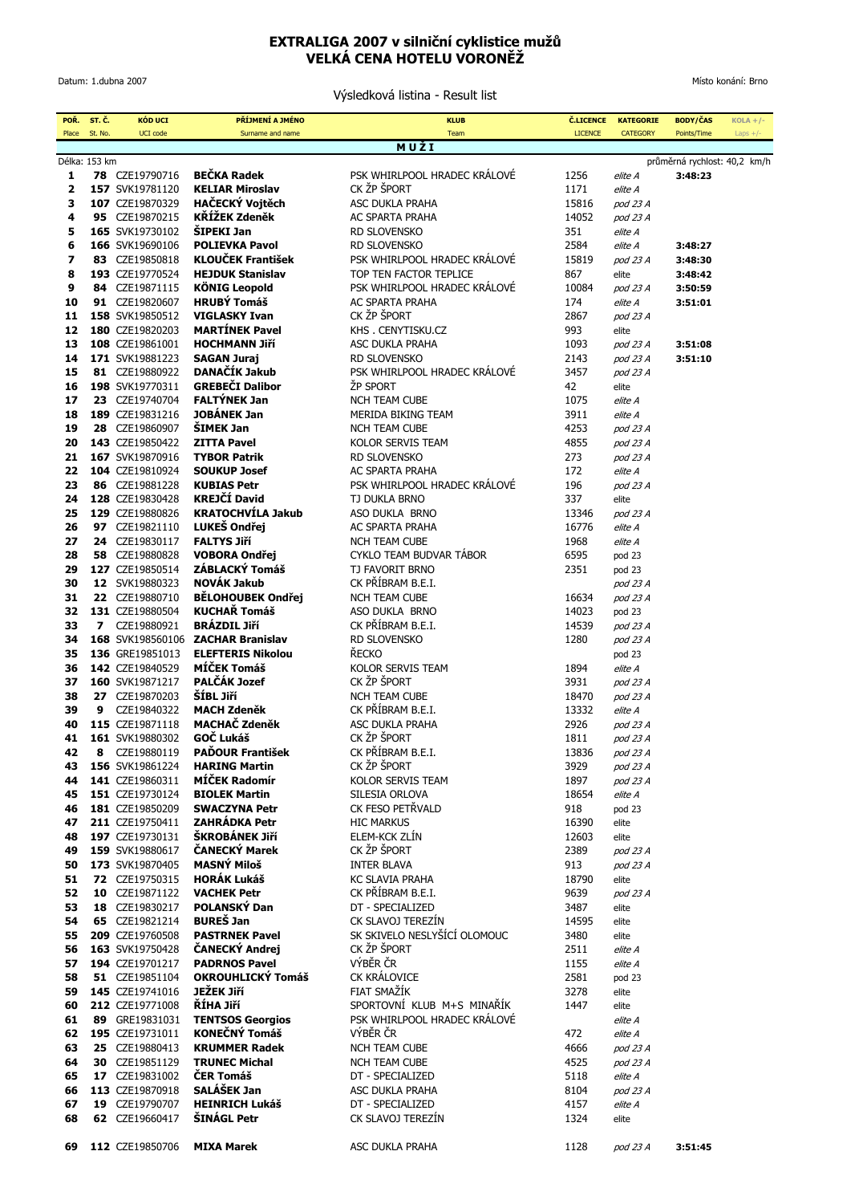# EXTRALIGA 2007 v silniční cyklistice mužů
## VELKÁ CENA HOTELU VORONĚŽ

Datum: 1.dubna 2007

Místo konání: Brno

Výsledková listina - Result list

| POŘ. Place | ST. Č. St. No. | KÓD UCI UCI code | PŘÍJMENÍ A JMÉNO Surname and name | KLUB Team | Č.LICENCE LICENCE | KATEGORIE CATEGORY | BODY/ČAS Points/Time | KOLA +/- Laps +/- |
|---|---|---|---|---|---|---|---|---|
| | | | | **MUŽI** | | | | |
| Délka: 153 km | | | | | | | průměrná rychlost: 40,2 km/h | |
| 1 | 78 | CZE19790716 | **BEČKA Radek** | PSK WHIRLPOOL HRADEC KRÁLOVÉ | 1256 | elite A | 3:48:23 | |
| 2 | 157 | SVK19781120 | **KELIAR Miroslav** | CK ŽP ŠPORT | 1171 | elite A | | |
| 3 | 107 | CZE19870329 | **HAČECKÝ Vojtěch** | ASC DUKLA PRAHA | 15816 | pod 23 A | | |
| 4 | 95 | CZE19870215 | **KŘÍŽEK Zdeněk** | AC SPARTA PRAHA | 14052 | pod 23 A | | |
| 5 | 165 | SVK19730102 | **ŠIPEKI Jan** | RD SLOVENSKO | 351 | elite A | | |
| 6 | 166 | SVK19690106 | **POLIEVKA Pavol** | RD SLOVENSKO | 2584 | elite A | 3:48:27 | |
| 7 | 83 | CZE19850818 | **KLOUČEK František** | PSK WHIRLPOOL HRADEC KRÁLOVÉ | 15819 | pod 23 A | 3:48:30 | |
| 8 | 193 | CZE19770524 | **HEJDUK Stanislav** | TOP TEN FACTOR TEPLICE | 867 | elite | 3:48:42 | |
| 9 | 84 | CZE19871115 | **KÖNIG Leopold** | PSK WHIRLPOOL HRADEC KRÁLOVÉ | 10084 | pod 23 A | 3:50:59 | |
| 10 | 91 | CZE19820607 | **HRUBÝ Tomáš** | AC SPARTA PRAHA | 174 | elite A | 3:51:01 | |
| 11 | 158 | SVK19850512 | **VIGLASKY Ivan** | CK ŽP ŠPORT | 2867 | pod 23 A | | |
| 12 | 180 | CZE19820203 | **MARTÍNEK Pavel** | KHS . CENYTISKU.CZ | 993 | elite | | |
| 13 | 108 | CZE19861001 | **HOCHMANN Jiří** | ASC DUKLA PRAHA | 1093 | pod 23 A | 3:51:08 | |
| 14 | 171 | SVK19881223 | **SAGAN Juraj** | RD SLOVENSKO | 2143 | pod 23 A | 3:51:10 | |
| 15 | 81 | CZE19880922 | **DANAČÍK Jakub** | PSK WHIRLPOOL HRADEC KRÁLOVÉ | 3457 | pod 23 A | | |
| 16 | 198 | SVK19770311 | **GREBEČI Dalibor** | ŽP SPORT | 42 | elite | | |
| 17 | 23 | CZE19740704 | **FALTÝNEK Jan** | NCH TEAM CUBE | 1075 | elite A | | |
| 18 | 189 | CZE19831216 | **JOBÁNEK Jan** | MERIDA BIKING TEAM | 3911 | elite A | | |
| 19 | 28 | CZE19860907 | **ŠIMEK Jan** | NCH TEAM CUBE | 4253 | pod 23 A | | |
| 20 | 143 | CZE19850422 | **ZITTA Pavel** | KOLOR SERVIS TEAM | 4855 | pod 23 A | | |
| 21 | 167 | SVK19870916 | **TYBOR Patrik** | RD SLOVENSKO | 273 | pod 23 A | | |
| 22 | 104 | CZE19810924 | **SOUKUP Josef** | AC SPARTA PRAHA | 172 | elite A | | |
| 23 | 86 | CZE19881228 | **KUBIAS Petr** | PSK WHIRLPOOL HRADEC KRÁLOVÉ | 196 | pod 23 A | | |
| 24 | 128 | CZE19830428 | **KREJČÍ David** | TJ DUKLA BRNO | 337 | elite | | |
| 25 | 129 | CZE19880826 | **KRATOCHVÍLA Jakub** | ASO DUKLA BRNO | 13346 | pod 23 A | | |
| 26 | 97 | CZE19821110 | **LUKEŠ Ondřej** | AC SPARTA PRAHA | 16776 | elite A | | |
| 27 | 24 | CZE19830117 | **FALTYS Jiří** | NCH TEAM CUBE | 1968 | elite A | | |
| 28 | 58 | CZE19880828 | **VOBORA Ondřej** | CYKLO TEAM BUDVAR TÁBOR | 6595 | pod 23 | | |
| 29 | 127 | CZE19850514 | **ZÁBLACKÝ Tomáš** | TJ FAVORIT BRNO | 2351 | pod 23 | | |
| 30 | 12 | SVK19880323 | **NOVÁK Jakub** | CK PŘÍBRAM B.E.I. | | pod 23 A | | |
| 31 | 22 | CZE19880710 | **BĚLOHOUBEK Ondřej** | NCH TEAM CUBE | 16634 | pod 23 A | | |
| 32 | 131 | CZE19880504 | **KUCHAŘ Tomáš** | ASO DUKLA BRNO | 14023 | pod 23 | | |
| 33 | 7 | CZE19880921 | **BRÁZDIL Jiří** | CK PŘÍBRAM B.E.I. | 14539 | pod 23 A | | |
| 34 | 168 | SVK198560106 | **ZACHAR Branislav** | RD SLOVENSKO | 1280 | pod 23 A | | |
| 35 | 136 | GRE19851013 | **ELEFTERIS Nikolou** | ŘECKO | | pod 23 | | |
| 36 | 142 | CZE19840529 | **MÍČEK Tomáš** | KOLOR SERVIS TEAM | 1894 | elite A | | |
| 37 | 160 | SVK19871217 | **PALČÁK Jozef** | CK ŽP ŠPORT | 3931 | pod 23 A | | |
| 38 | 27 | CZE19870203 | **ŠÍBL Jiří** | NCH TEAM CUBE | 18470 | pod 23 A | | |
| 39 | 9 | CZE19840322 | **MACH Zdeněk** | CK PŘÍBRAM B.E.I. | 13332 | elite A | | |
| 40 | 115 | CZE19871118 | **MACHAČ Zdeněk** | ASC DUKLA PRAHA | 2926 | pod 23 A | | |
| 41 | 161 | SVK19880302 | **GOČ Lukáš** | CK ŽP ŠPORT | 1811 | pod 23 A | | |
| 42 | 8 | CZE19880119 | **PAĎOUR František** | CK PŘÍBRAM B.E.I. | 13836 | pod 23 A | | |
| 43 | 156 | SVK19861224 | **HARING Martin** | CK ŽP ŠPORT | 3929 | pod 23 A | | |
| 44 | 141 | CZE19860311 | **MÍČEK Radomír** | KOLOR SERVIS TEAM | 1897 | pod 23 A | | |
| 45 | 151 | CZE19730124 | **BIOLEK Martin** | SILESIA ORLOVA | 18654 | elite A | | |
| 46 | 181 | CZE19850209 | **SWACZYNA Petr** | CK FESO PETŘVALD | 918 | pod 23 | | |
| 47 | 211 | CZE19750411 | **ZAHRÁDKA Petr** | HIC MARKUS | 16390 | elite | | |
| 48 | 197 | CZE19730131 | **ŠKROBÁNEK Jiří** | ELEM-KCK ZLÍN | 12603 | elite | | |
| 49 | 159 | SVK19880617 | **ČANECKÝ Marek** | CK ŽP ŠPORT | 2389 | pod 23 A | | |
| 50 | 173 | SVK19870405 | **MASNÝ Miloš** | INTER BLAVA | 913 | pod 23 A | | |
| 51 | 72 | CZE19750315 | **HORÁK Lukáš** | KC SLAVIA PRAHA | 18790 | elite | | |
| 52 | 10 | CZE19871122 | **VACHEK Petr** | CK PŘÍBRAM B.E.I. | 9639 | pod 23 A | | |
| 53 | 18 | CZE19830217 | **POLANSKÝ Dan** | DT - SPECIALIZED | 3487 | elite | | |
| 54 | 65 | CZE19821214 | **BUREŠ Jan** | CK SLAVOJ TEREZÍN | 14595 | elite | | |
| 55 | 209 | CZE19760508 | **PASTRNEK Pavel** | SK SKIVELO NESLYŠÍCÍ OLOMOUC | 3480 | elite | | |
| 56 | 163 | SVK19750428 | **ČANECKÝ Andrej** | CK ŽP ŠPORT | 2511 | elite A | | |
| 57 | 194 | CZE19701217 | **PADRNOS Pavel** | VÝBĚR ČR | 1155 | elite A | | |
| 58 | 51 | CZE19851104 | **OKROUHLICKÝ Tomáš** | CK KRÁLOVICE | 2581 | pod 23 | | |
| 59 | 145 | CZE19741016 | **JEŽEK Jiří** | FIAT SMAŽÍK | 3278 | elite | | |
| 60 | 212 | CZE19771008 | **ŘÍHA Jiří** | SPORTOVNÍ KLUB M+S MINAŘÍK | 1447 | elite | | |
| 61 | 89 | GRE19831031 | **TENTSOS Georgios** | PSK WHIRLPOOL HRADEC KRÁLOVÉ | | elite A | | |
| 62 | 195 | CZE19731011 | **KONEČNÝ Tomáš** | VÝBĚR ČR | 472 | elite A | | |
| 63 | 25 | CZE19880413 | **KRUMMER Radek** | NCH TEAM CUBE | 4666 | pod 23 A | | |
| 64 | 30 | CZE19851129 | **TRUNEC Michal** | NCH TEAM CUBE | 4525 | pod 23 A | | |
| 65 | 17 | CZE19831002 | **ČER Tomáš** | DT - SPECIALIZED | 5118 | elite A | | |
| 66 | 113 | CZE19870918 | **SALÁŠEK Jan** | ASC DUKLA PRAHA | 8104 | pod 23 A | | |
| 67 | 19 | CZE19790707 | **HEINRICH Lukáš** | DT - SPECIALIZED | 4157 | elite A | | |
| 68 | 62 | CZE19660417 | **ŠINÁGL Petr** | CK SLAVOJ TEREZÍN | 1324 | elite | | |
| 69 | 112 | CZE19850706 | **MIXA Marek** | ASC DUKLA PRAHA | 1128 | pod 23 A | 3:51:45 | |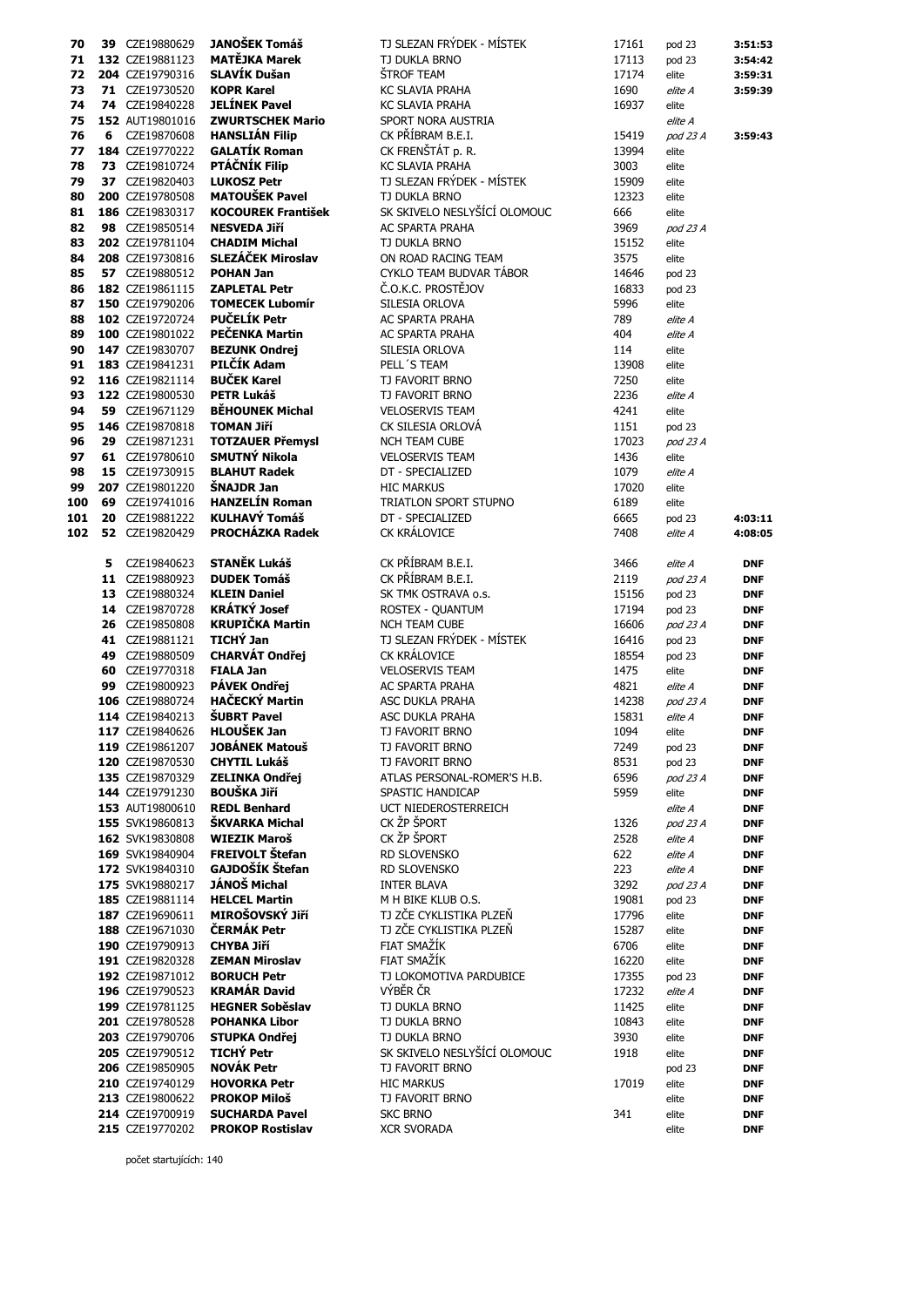| | | | | | | | |
|---|---|---|---|---|---|---|---|
| 70 | 39 | CZE19880629 | **JANOŠEK Tomáš** | TJ SLEZAN FRÝDEK - MÍSTEK | 17161 | pod 23 | **3:51:53** |
| 71 | 132 | CZE19881123 | **MATĚJKA Marek** | TJ DUKLA BRNO | 17113 | pod 23 | **3:54:42** |
| 72 | 204 | CZE19790316 | **SLAVÍK Dušan** | ŠTROF TEAM | 17174 | elite | **3:59:31** |
| 73 | 71 | CZE19730520 | **KOPR Karel** | KC SLAVIA PRAHA | 1690 | *elite A* | **3:59:39** |
| 74 | 74 | CZE19840228 | **JELÍNEK Pavel** | KC SLAVIA PRAHA | 16937 | elite | |
| 75 | 152 | AUT19801016 | **ZWURTSCHEK Mario** | SPORT NORA AUSTRIA | | *elite A* | |
| 76 | 6 | CZE19870608 | **HANSLIÁN Filip** | CK PŘÍBRAM B.E.I. | 15419 | *pod 23 A* | **3:59:43** |
| 77 | 184 | CZE19770222 | **GALATÍK Roman** | CK FRENŠTÁT p. R. | 13994 | elite | |
| 78 | 73 | CZE19810724 | **PTÁČNÍK Filip** | KC SLAVIA PRAHA | 3003 | elite | |
| 79 | 37 | CZE19820403 | **LUKOSZ Petr** | TJ SLEZAN FRÝDEK - MÍSTEK | 15909 | elite | |
| 80 | 200 | CZE19780508 | **MATOUŠEK Pavel** | TJ DUKLA BRNO | 12323 | elite | |
| 81 | 186 | CZE19830317 | **KOCOUREK František** | SK SKIVELO NESLYŠÍCÍ OLOMOUC | 666 | elite | |
| 82 | 98 | CZE19850514 | **NESVEDA Jiří** | AC SPARTA PRAHA | 3969 | *pod 23 A* | |
| 83 | 202 | CZE19781104 | **CHADIM Michal** | TJ DUKLA BRNO | 15152 | elite | |
| 84 | 208 | CZE19730816 | **SLEZÁČEK Miroslav** | ON ROAD RACING TEAM | 3575 | elite | |
| 85 | 57 | CZE19880512 | **POHAN Jan** | CYKLO TEAM BUDVAR TÁBOR | 14646 | pod 23 | |
| 86 | 182 | CZE19861115 | **ZAPLETAL Petr** | Č.O.K.C. PROSTĚJOV | 16833 | pod 23 | |
| 87 | 150 | CZE19790206 | **TOMECEK Lubomír** | SILESIA ORLOVA | 5996 | elite | |
| 88 | 102 | CZE19720724 | **PUČELÍK Petr** | AC SPARTA PRAHA | 789 | *elite A* | |
| 89 | 100 | CZE19801022 | **PEČENKA Martin** | AC SPARTA PRAHA | 404 | *elite A* | |
| 90 | 147 | CZE19830707 | **BEZUNK Ondrej** | SILESIA ORLOVA | 114 | elite | |
| 91 | 183 | CZE19841231 | **PILČÍK Adam** | PELL´S TEAM | 13908 | elite | |
| 92 | 116 | CZE19821114 | **BUČEK Karel** | TJ FAVORIT BRNO | 7250 | elite | |
| 93 | 122 | CZE19800530 | **PETR Lukáš** | TJ FAVORIT BRNO | 2236 | *elite A* | |
| 94 | 59 | CZE19671129 | **BĚHOUNEK Michal** | VELOSERVIS TEAM | 4241 | elite | |
| 95 | 146 | CZE19870818 | **TOMAN Jiří** | CK SILESIA ORLOVÁ | 1151 | pod 23 | |
| 96 | 29 | CZE19871231 | **TOTZAUER Přemysl** | NCH TEAM CUBE | 17023 | *pod 23 A* | |
| 97 | 61 | CZE19780610 | **SMUTNÝ Nikola** | VELOSERVIS TEAM | 1436 | elite | |
| 98 | 15 | CZE19730915 | **BLAHUT Radek** | DT - SPECIALIZED | 1079 | *elite A* | |
| 99 | 207 | CZE19801220 | **ŠNAJDR Jan** | HIC MARKUS | 17020 | elite | |
| 100 | 69 | CZE19741016 | **HANZELÍN Roman** | TRIATLON SPORT STUPNO | 6189 | elite | |
| 101 | 20 | CZE19881222 | **KULHAVÝ Tomáš** | DT - SPECIALIZED | 6665 | pod 23 | **4:03:11** |
| 102 | 52 | CZE19820429 | **PROCHÁZKA Radek** | CK KRÁLOVICE | 7408 | *elite A* | **4:08:05** |
| | 5 | CZE19840623 | **STANĚK Lukáš** | CK PŘÍBRAM B.E.I. | 3466 | *elite A* | **DNF** |
| | 11 | CZE19880923 | **DUDEK Tomáš** | CK PŘÍBRAM B.E.I. | 2119 | *pod 23 A* | **DNF** |
| | 13 | CZE19880324 | **KLEIN Daniel** | SK TMK OSTRAVA o.s. | 15156 | pod 23 | **DNF** |
| | 14 | CZE19870728 | **KRÁTKÝ Josef** | ROSTEX - QUANTUM | 17194 | pod 23 | **DNF** |
| | 26 | CZE19850808 | **KRUPIČKA Martin** | NCH TEAM CUBE | 16606 | *pod 23 A* | **DNF** |
| | 41 | CZE19881121 | **TICHÝ Jan** | TJ SLEZAN FRÝDEK - MÍSTEK | 16416 | pod 23 | **DNF** |
| | 49 | CZE19880509 | **CHARVÁT Ondřej** | CK KRÁLOVICE | 18554 | pod 23 | **DNF** |
| | 60 | CZE19770318 | **FIALA Jan** | VELOSERVIS TEAM | 1475 | elite | **DNF** |
| | 99 | CZE19800923 | **PÁVEK Ondřej** | AC SPARTA PRAHA | 4821 | *elite A* | **DNF** |
| | 106 | CZE19880724 | **HAČECKÝ Martin** | ASC DUKLA PRAHA | 14238 | *pod 23 A* | **DNF** |
| | 114 | CZE19840213 | **ŠUBRT Pavel** | ASC DUKLA PRAHA | 15831 | *elite A* | **DNF** |
| | 117 | CZE19840626 | **HLOUŠEK Jan** | TJ FAVORIT BRNO | 1094 | elite | **DNF** |
| | 119 | CZE19861207 | **JOBÁNEK Matouš** | TJ FAVORIT BRNO | 7249 | pod 23 | **DNF** |
| | 120 | CZE19870530 | **CHYTIL Lukáš** | TJ FAVORIT BRNO | 8531 | pod 23 | **DNF** |
| | 135 | CZE19870329 | **ZELINKA Ondřej** | ATLAS PERSONAL-ROMER'S H.B. | 6596 | *pod 23 A* | **DNF** |
| | 144 | CZE19791230 | **BOUŠKA Jiří** | SPASTIC HANDICAP | 5959 | elite | **DNF** |
| | 153 | AUT19800610 | **REDL Benhard** | UCT NIEDEROSTERREICH | | *elite A* | **DNF** |
| | 155 | SVK19860813 | **ŠKVARKA Michal** | CK ŽP ŠPORT | 1326 | *pod 23 A* | **DNF** |
| | 162 | SVK19830808 | **WIEZIK Maroš** | CK ŽP ŠPORT | 2528 | *elite A* | **DNF** |
| | 169 | SVK19840904 | **FREIVOLT Štefan** | RD SLOVENSKO | 622 | *elite A* | **DNF** |
| | 172 | SVK19840310 | **GAJDOŠÍK Štefan** | RD SLOVENSKO | 223 | *elite A* | **DNF** |
| | 175 | SVK19880217 | **JÁNOŠ Michal** | INTER BLAVA | 3292 | *pod 23 A* | **DNF** |
| | 185 | CZE19881114 | **HELCEL Martin** | M H BIKE KLUB O.S. | 19081 | pod 23 | **DNF** |
| | 187 | CZE19690611 | **MIROŠOVSKÝ Jiří** | TJ ZČE CYKLISTIKA PLZEŇ | 17796 | elite | **DNF** |
| | 188 | CZE19671030 | **ČERMÁK Petr** | TJ ZČE CYKLISTIKA PLZEŇ | 15287 | elite | **DNF** |
| | 190 | CZE19790913 | **CHYBA Jiří** | FIAT SMAŽÍK | 6706 | elite | **DNF** |
| | 191 | CZE19820328 | **ZEMAN Miroslav** | FIAT SMAŽÍK | 16220 | elite | **DNF** |
| | 192 | CZE19871012 | **BORUCH Petr** | TJ LOKOMOTIVA PARDUBICE | 17355 | pod 23 | **DNF** |
| | 196 | CZE19790523 | **KRAMÁR David** | VÝBĚR ČR | 17232 | *elite A* | **DNF** |
| | 199 | CZE19781125 | **HEGNER Soběslav** | TJ DUKLA BRNO | 11425 | elite | **DNF** |
| | 201 | CZE19780528 | **POHANKA Libor** | TJ DUKLA BRNO | 10843 | elite | **DNF** |
| | 203 | CZE19790706 | **STUPKA Ondřej** | TJ DUKLA BRNO | 3930 | elite | **DNF** |
| | 205 | CZE19790512 | **TICHÝ Petr** | SK SKIVELO NESLYŠÍCÍ OLOMOUC | 1918 | elite | **DNF** |
| | 206 | CZE19850905 | **NOVÁK Petr** | TJ FAVORIT BRNO | | pod 23 | **DNF** |
| | 210 | CZE19740129 | **HOVORKA Petr** | HIC MARKUS | 17019 | elite | **DNF** |
| | 213 | CZE19800622 | **PROKOP Miloš** | TJ FAVORIT BRNO | | elite | **DNF** |
| | 214 | CZE19700919 | **SUCHARDA Pavel** | SKC BRNO | 341 | elite | **DNF** |
| | 215 | CZE19770202 | **PROKOP Rostislav** | XCR SVORADA | | elite | **DNF** |

počet startujících: 140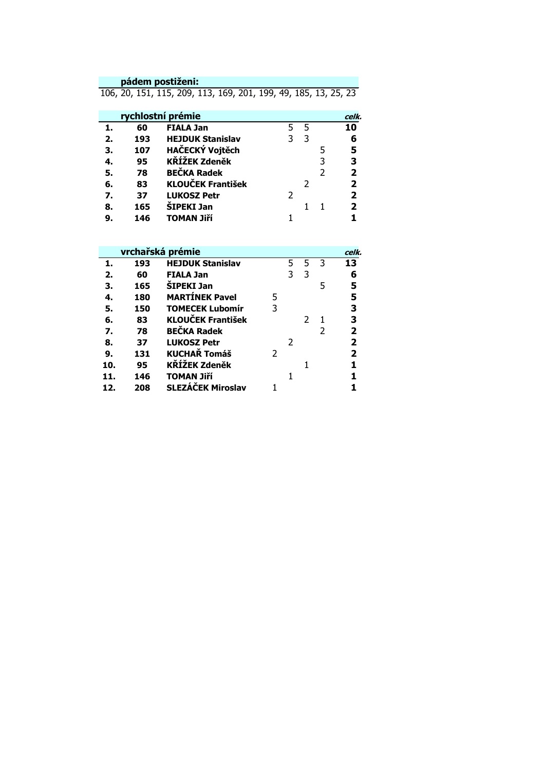**pádem postiženi:**

106, 20, 151, 115, 209, 113, 169, 201, 199, 49, 185, 13, 25, 23

| | **rychlostní prémie** | | | | | ***celk.*** |
|---|---|---|---|---|---|---|
| **1.** | **60** | **FIALA Jan** | 5 | 5 | | **10** |
| **2.** | **193** | **HEJDUK Stanislav** | 3 | 3 | | **6** |
| **3.** | **107** | **HAČECKÝ Vojtěch** | | | 5 | **5** |
| **4.** | **95** | **KŘÍŽEK Zdeněk** | | | 3 | **3** |
| **5.** | **78** | **BEČKA Radek** | | | 2 | **2** |
| **6.** | **83** | **KLOUČEK František** | | 2 | | **2** |
| **7.** | **37** | **LUKOSZ Petr** | 2 | | | **2** |
| **8.** | **165** | **ŠIPEKI Jan** | | 1 | 1 | **2** |
| **9.** | **146** | **TOMAN Jiří** | 1 | | | **1** |

| | **vrchařská prémie** | | | | | | ***celk.*** |
|---|---|---|---|---|---|---|---|
| **1.** | **193** | **HEJDUK Stanislav** | | 5 | 5 | 3 | **13** |
| **2.** | **60** | **FIALA Jan** | | 3 | 3 | | **6** |
| **3.** | **165** | **ŠIPEKI Jan** | | | | 5 | **5** |
| **4.** | **180** | **MARTÍNEK Pavel** | 5 | | | | **5** |
| **5.** | **150** | **TOMECEK Lubomír** | 3 | | | | **3** |
| **6.** | **83** | **KLOUČEK František** | | | 2 | 1 | **3** |
| **7.** | **78** | **BEČKA Radek** | | | | 2 | **2** |
| **8.** | **37** | **LUKOSZ Petr** | | 2 | | | **2** |
| **9.** | **131** | **KUCHAŘ Tomáš** | 2 | | | | **2** |
| **10.** | **95** | **KŘÍŽEK Zdeněk** | | | 1 | | **1** |
| **11.** | **146** | **TOMAN Jiří** | | 1 | | | **1** |
| **12.** | **208** | **SLEZÁČEK Miroslav** | 1 | | | | **1** |